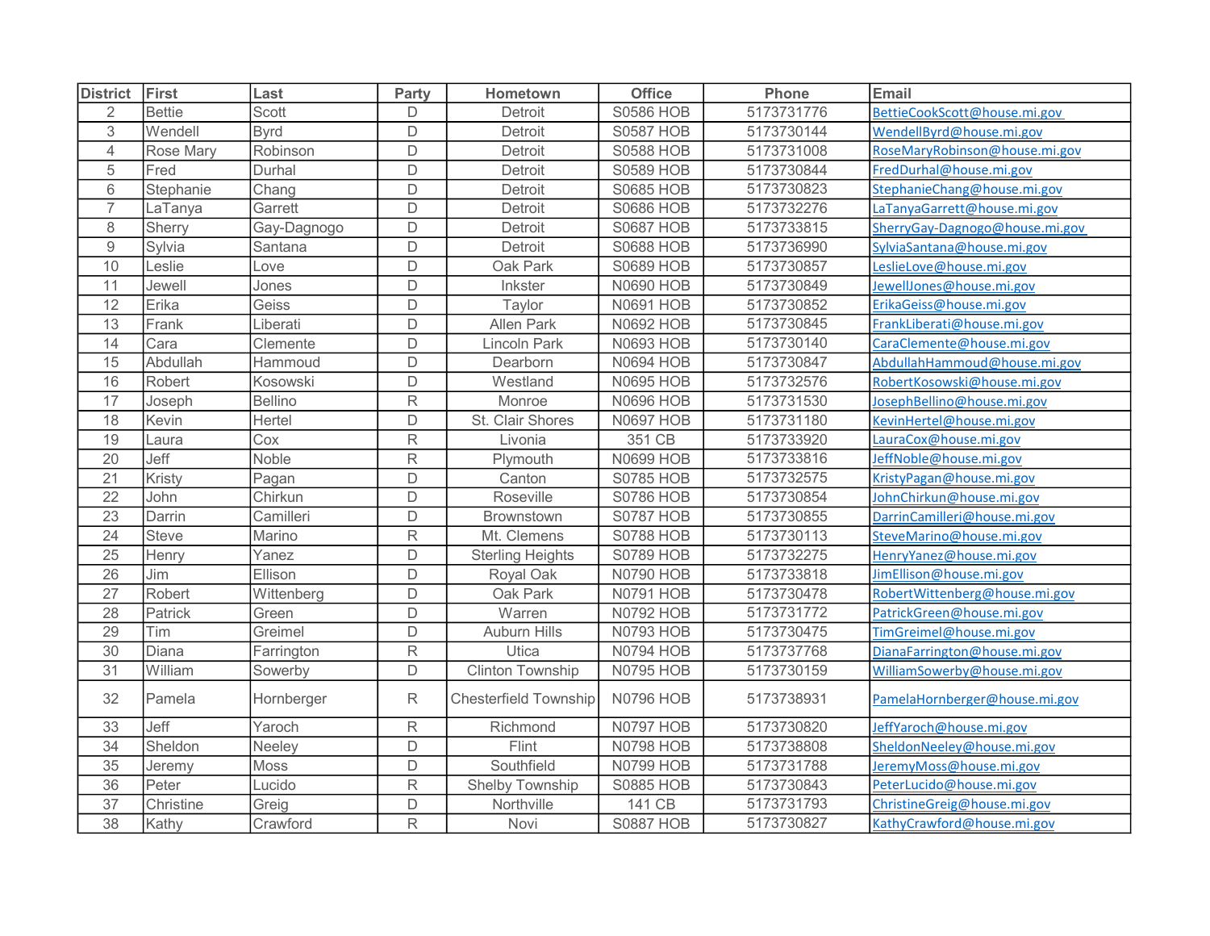| District | First | Last | Party | Hometown | Office | Phone | Email |
|---|---|---|---|---|---|---|---|
| 2 | Bettie | Scott | D | Detroit | S0586 HOB | 5173731776 | BettieCookScott@house.mi.gov |
| 3 | Wendell | Byrd | D | Detroit | S0587 HOB | 5173730144 | WendellByrd@house.mi.gov |
| 4 | Rose Mary | Robinson | D | Detroit | S0588 HOB | 5173731008 | RoseMaryRobinson@house.mi.gov |
| 5 | Fred | Durhal | D | Detroit | S0589 HOB | 5173730844 | FredDurhal@house.mi.gov |
| 6 | Stephanie | Chang | D | Detroit | S0685 HOB | 5173730823 | StephanieChang@house.mi.gov |
| 7 | LaTanya | Garrett | D | Detroit | S0686 HOB | 5173732276 | LaTanyaGarrett@house.mi.gov |
| 8 | Sherry | Gay-Dagnogo | D | Detroit | S0687 HOB | 5173733815 | SherryGay-Dagnogo@house.mi.gov |
| 9 | Sylvia | Santana | D | Detroit | S0688 HOB | 5173736990 | SylviaSantana@house.mi.gov |
| 10 | Leslie | Love | D | Oak Park | S0689 HOB | 5173730857 | LeslieLove@house.mi.gov |
| 11 | Jewell | Jones | D | Inkster | N0690 HOB | 5173730849 | JewellJones@house.mi.gov |
| 12 | Erika | Geiss | D | Taylor | N0691 HOB | 5173730852 | ErikaGeiss@house.mi.gov |
| 13 | Frank | Liberati | D | Allen Park | N0692 HOB | 5173730845 | FrankLiberati@house.mi.gov |
| 14 | Cara | Clemente | D | Lincoln Park | N0693 HOB | 5173730140 | CaraClemente@house.mi.gov |
| 15 | Abdullah | Hammoud | D | Dearborn | N0694 HOB | 5173730847 | AbdullahHammoud@house.mi.gov |
| 16 | Robert | Kosowski | D | Westland | N0695 HOB | 5173732576 | RobertKosowski@house.mi.gov |
| 17 | Joseph | Bellino | R | Monroe | N0696 HOB | 5173731530 | JosephBellino@house.mi.gov |
| 18 | Kevin | Hertel | D | St. Clair Shores | N0697 HOB | 5173731180 | KevinHertel@house.mi.gov |
| 19 | Laura | Cox | R | Livonia | 351 CB | 5173733920 | LauraCox@house.mi.gov |
| 20 | Jeff | Noble | R | Plymouth | N0699 HOB | 5173733816 | JeffNoble@house.mi.gov |
| 21 | Kristy | Pagan | D | Canton | S0785 HOB | 5173732575 | KristyPagan@house.mi.gov |
| 22 | John | Chirkun | D | Roseville | S0786 HOB | 5173730854 | JohnChirkun@house.mi.gov |
| 23 | Darrin | Camilleri | D | Brownstown | S0787 HOB | 5173730855 | DarrinCamilleri@house.mi.gov |
| 24 | Steve | Marino | R | Mt. Clemens | S0788 HOB | 5173730113 | SteveMarino@house.mi.gov |
| 25 | Henry | Yanez | D | Sterling Heights | S0789 HOB | 5173732275 | HenryYanez@house.mi.gov |
| 26 | Jim | Ellison | D | Royal Oak | N0790 HOB | 5173733818 | JimEllison@house.mi.gov |
| 27 | Robert | Wittenberg | D | Oak Park | N0791 HOB | 5173730478 | RobertWittenberg@house.mi.gov |
| 28 | Patrick | Green | D | Warren | N0792 HOB | 5173731772 | PatrickGreen@house.mi.gov |
| 29 | Tim | Greimel | D | Auburn Hills | N0793 HOB | 5173730475 | TimGreimel@house.mi.gov |
| 30 | Diana | Farrington | R | Utica | N0794 HOB | 5173737768 | DianaFarrington@house.mi.gov |
| 31 | William | Sowerby | D | Clinton Township | N0795 HOB | 5173730159 | WilliamSowerby@house.mi.gov |
| 32 | Pamela | Hornberger | R | Chesterfield Township | N0796 HOB | 5173738931 | PamelaHornberger@house.mi.gov |
| 33 | Jeff | Yaroch | R | Richmond | N0797 HOB | 5173730820 | JeffYaroch@house.mi.gov |
| 34 | Sheldon | Neeley | D | Flint | N0798 HOB | 5173738808 | SheldonNeeley@house.mi.gov |
| 35 | Jeremy | Moss | D | Southfield | N0799 HOB | 5173731788 | JeremyMoss@house.mi.gov |
| 36 | Peter | Lucido | R | Shelby Township | S0885 HOB | 5173730843 | PeterLucido@house.mi.gov |
| 37 | Christine | Greig | D | Northville | 141 CB | 5173731793 | ChristineGreig@house.mi.gov |
| 38 | Kathy | Crawford | R | Novi | S0887 HOB | 5173730827 | KathyCrawford@house.mi.gov |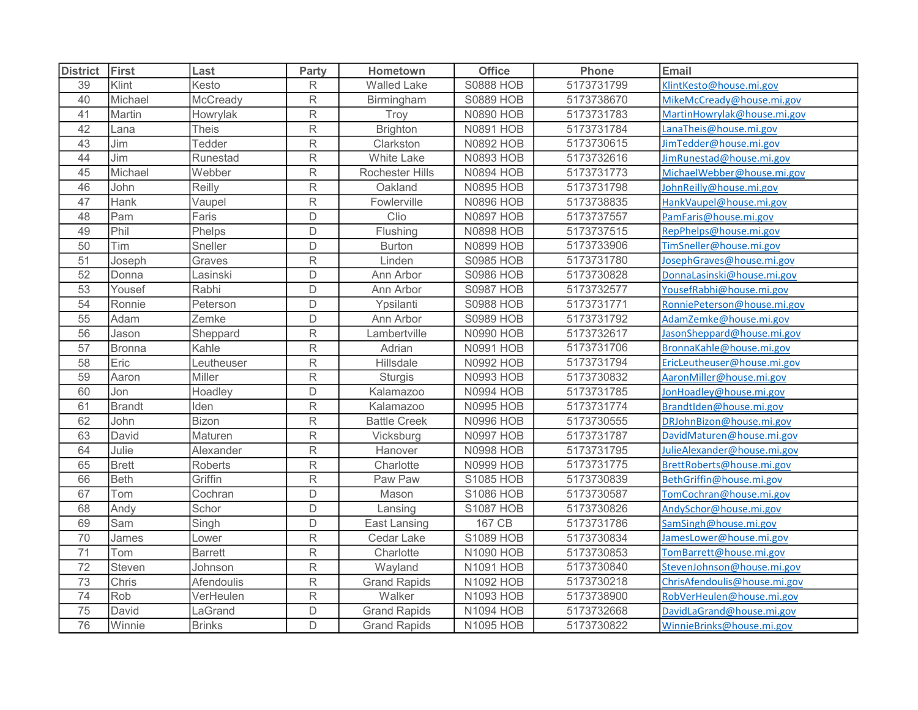| District | First | Last | Party | Hometown | Office | Phone | Email |
| --- | --- | --- | --- | --- | --- | --- | --- |
| 39 | Klint | Kesto | R | Walled Lake | S0888 HOB | 5173731799 | KlintKesto@house.mi.gov |
| 40 | Michael | McCready | R | Birmingham | S0889 HOB | 5173738670 | MikeMcCready@house.mi.gov |
| 41 | Martin | Howrylak | R | Troy | N0890 HOB | 5173731783 | MartinHowrylak@house.mi.gov |
| 42 | Lana | Theis | R | Brighton | N0891 HOB | 5173731784 | LanaTheis@house.mi.gov |
| 43 | Jim | Tedder | R | Clarkston | N0892 HOB | 5173730615 | JimTedder@house.mi.gov |
| 44 | Jim | Runestad | R | White Lake | N0893 HOB | 5173732616 | JimRunestad@house.mi.gov |
| 45 | Michael | Webber | R | Rochester Hills | N0894 HOB | 5173731773 | MichaelWebber@house.mi.gov |
| 46 | John | Reilly | R | Oakland | N0895 HOB | 5173731798 | JohnReilly@house.mi.gov |
| 47 | Hank | Vaupel | R | Fowlerville | N0896 HOB | 5173738835 | HankVaupel@house.mi.gov |
| 48 | Pam | Faris | D | Clio | N0897 HOB | 5173737557 | PamFaris@house.mi.gov |
| 49 | Phil | Phelps | D | Flushing | N0898 HOB | 5173737515 | RepPhelps@house.mi.gov |
| 50 | Tim | Sneller | D | Burton | N0899 HOB | 5173733906 | TimSneller@house.mi.gov |
| 51 | Joseph | Graves | R | Linden | S0985 HOB | 5173731780 | JosephGraves@house.mi.gov |
| 52 | Donna | Lasinski | D | Ann Arbor | S0986 HOB | 5173730828 | DonnaLasinski@house.mi.gov |
| 53 | Yousef | Rabhi | D | Ann Arbor | S0987 HOB | 5173732577 | YousefRabhi@house.mi.gov |
| 54 | Ronnie | Peterson | D | Ypsilanti | S0988 HOB | 5173731771 | RonniePeterson@house.mi.gov |
| 55 | Adam | Zemke | D | Ann Arbor | S0989 HOB | 5173731792 | AdamZemke@house.mi.gov |
| 56 | Jason | Sheppard | R | Lambertville | N0990 HOB | 5173732617 | JasonSheppard@house.mi.gov |
| 57 | Bronna | Kahle | R | Adrian | N0991 HOB | 5173731706 | BronnaKahle@house.mi.gov |
| 58 | Eric | Leutheuser | R | Hillsdale | N0992 HOB | 5173731794 | EricLeutheuser@house.mi.gov |
| 59 | Aaron | Miller | R | Sturgis | N0993 HOB | 5173730832 | AaronMiller@house.mi.gov |
| 60 | Jon | Hoadley | D | Kalamazoo | N0994 HOB | 5173731785 | JonHoadley@house.mi.gov |
| 61 | Brandt | Iden | R | Kalamazoo | N0995 HOB | 5173731774 | BrandtIden@house.mi.gov |
| 62 | John | Bizon | R | Battle Creek | N0996 HOB | 5173730555 | DRJohnBizon@house.mi.gov |
| 63 | David | Maturen | R | Vicksburg | N0997 HOB | 5173731787 | DavidMaturen@house.mi.gov |
| 64 | Julie | Alexander | R | Hanover | N0998 HOB | 5173731795 | JulieAlexander@house.mi.gov |
| 65 | Brett | Roberts | R | Charlotte | N0999 HOB | 5173731775 | BrettRoberts@house.mi.gov |
| 66 | Beth | Griffin | R | Paw Paw | S1085 HOB | 5173730839 | BethGriffin@house.mi.gov |
| 67 | Tom | Cochran | D | Mason | S1086 HOB | 5173730587 | TomCochran@house.mi.gov |
| 68 | Andy | Schor | D | Lansing | S1087 HOB | 5173730826 | AndySchor@house.mi.gov |
| 69 | Sam | Singh | D | East Lansing | 167 CB | 5173731786 | SamSingh@house.mi.gov |
| 70 | James | Lower | R | Cedar Lake | S1089 HOB | 5173730834 | JamesLower@house.mi.gov |
| 71 | Tom | Barrett | R | Charlotte | N1090 HOB | 5173730853 | TomBarrett@house.mi.gov |
| 72 | Steven | Johnson | R | Wayland | N1091 HOB | 5173730840 | StevenJohnson@house.mi.gov |
| 73 | Chris | Afendoulis | R | Grand Rapids | N1092 HOB | 5173730218 | ChrisAfendoulis@house.mi.gov |
| 74 | Rob | VerHeulen | R | Walker | N1093 HOB | 5173738900 | RobVerHeulen@house.mi.gov |
| 75 | David | LaGrand | D | Grand Rapids | N1094 HOB | 5173732668 | DavidLaGrand@house.mi.gov |
| 76 | Winnie | Brinks | D | Grand Rapids | N1095 HOB | 5173730822 | WinnieBrinks@house.mi.gov |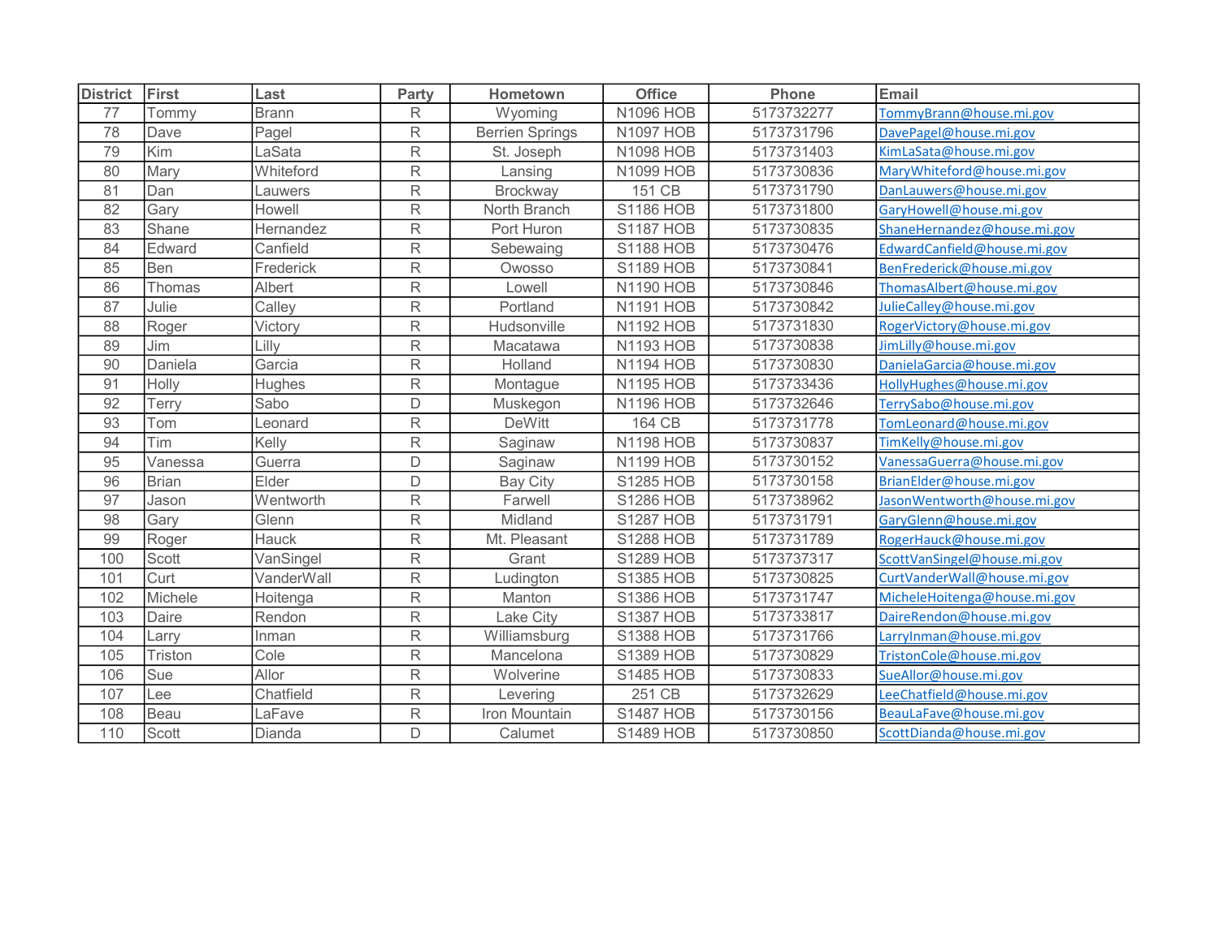| District | First | Last | Party | Hometown | Office | Phone | Email |
|---|---|---|---|---|---|---|---|
| 77 | Tommy | Brann | R | Wyoming | N1096 HOB | 5173732277 | TommyBrann@house.mi.gov |
| 78 | Dave | Pagel | R | Berrien Springs | N1097 HOB | 5173731796 | DavePagel@house.mi.gov |
| 79 | Kim | LaSata | R | St. Joseph | N1098 HOB | 5173731403 | KimLaSata@house.mi.gov |
| 80 | Mary | Whiteford | R | Lansing | N1099 HOB | 5173730836 | MaryWhiteford@house.mi.gov |
| 81 | Dan | Lauwers | R | Brockway | 151 CB | 5173731790 | DanLauwers@house.mi.gov |
| 82 | Gary | Howell | R | North Branch | S1186 HOB | 5173731800 | GaryHowell@house.mi.gov |
| 83 | Shane | Hernandez | R | Port Huron | S1187 HOB | 5173730835 | ShaneHernandez@house.mi.gov |
| 84 | Edward | Canfield | R | Sebewaing | S1188 HOB | 5173730476 | EdwardCanfield@house.mi.gov |
| 85 | Ben | Frederick | R | Owosso | S1189 HOB | 5173730841 | BenFrederick@house.mi.gov |
| 86 | Thomas | Albert | R | Lowell | N1190 HOB | 5173730846 | ThomasAlbert@house.mi.gov |
| 87 | Julie | Calley | R | Portland | N1191 HOB | 5173730842 | JulieCalley@house.mi.gov |
| 88 | Roger | Victory | R | Hudsonville | N1192 HOB | 5173731830 | RogerVictory@house.mi.gov |
| 89 | Jim | Lilly | R | Macatawa | N1193 HOB | 5173730838 | JimLilly@house.mi.gov |
| 90 | Daniela | Garcia | R | Holland | N1194 HOB | 5173730830 | DanielaGarcia@house.mi.gov |
| 91 | Holly | Hughes | R | Montague | N1195 HOB | 5173733436 | HollyHughes@house.mi.gov |
| 92 | Terry | Sabo | D | Muskegon | N1196 HOB | 5173732646 | TerrySabo@house.mi.gov |
| 93 | Tom | Leonard | R | DeWitt | 164 CB | 5173731778 | TomLeonard@house.mi.gov |
| 94 | Tim | Kelly | R | Saginaw | N1198 HOB | 5173730837 | TimKelly@house.mi.gov |
| 95 | Vanessa | Guerra | D | Saginaw | N1199 HOB | 5173730152 | VanessaGuerra@house.mi.gov |
| 96 | Brian | Elder | D | Bay City | S1285 HOB | 5173730158 | BrianElder@house.mi.gov |
| 97 | Jason | Wentworth | R | Farwell | S1286 HOB | 5173738962 | JasonWentworth@house.mi.gov |
| 98 | Gary | Glenn | R | Midland | S1287 HOB | 5173731791 | GaryGlenn@house.mi.gov |
| 99 | Roger | Hauck | R | Mt. Pleasant | S1288 HOB | 5173731789 | RogerHauck@house.mi.gov |
| 100 | Scott | VanSingel | R | Grant | S1289 HOB | 5173737317 | ScottVanSingel@house.mi.gov |
| 101 | Curt | VanderWall | R | Ludington | S1385 HOB | 5173730825 | CurtVanderWall@house.mi.gov |
| 102 | Michele | Hoitenga | R | Manton | S1386 HOB | 5173731747 | MicheleHoitenga@house.mi.gov |
| 103 | Daire | Rendon | R | Lake City | S1387 HOB | 5173733817 | DaireRendon@house.mi.gov |
| 104 | Larry | Inman | R | Williamsburg | S1388 HOB | 5173731766 | LarryInman@house.mi.gov |
| 105 | Triston | Cole | R | Mancelona | S1389 HOB | 5173730829 | TristonCole@house.mi.gov |
| 106 | Sue | Allor | R | Wolverine | S1485 HOB | 5173730833 | SueAllor@house.mi.gov |
| 107 | Lee | Chatfield | R | Levering | 251 CB | 5173732629 | LeeChatfield@house.mi.gov |
| 108 | Beau | LaFave | R | Iron Mountain | S1487 HOB | 5173730156 | BeauLaFave@house.mi.gov |
| 110 | Scott | Dianda | D | Calumet | S1489 HOB | 5173730850 | ScottDianda@house.mi.gov |